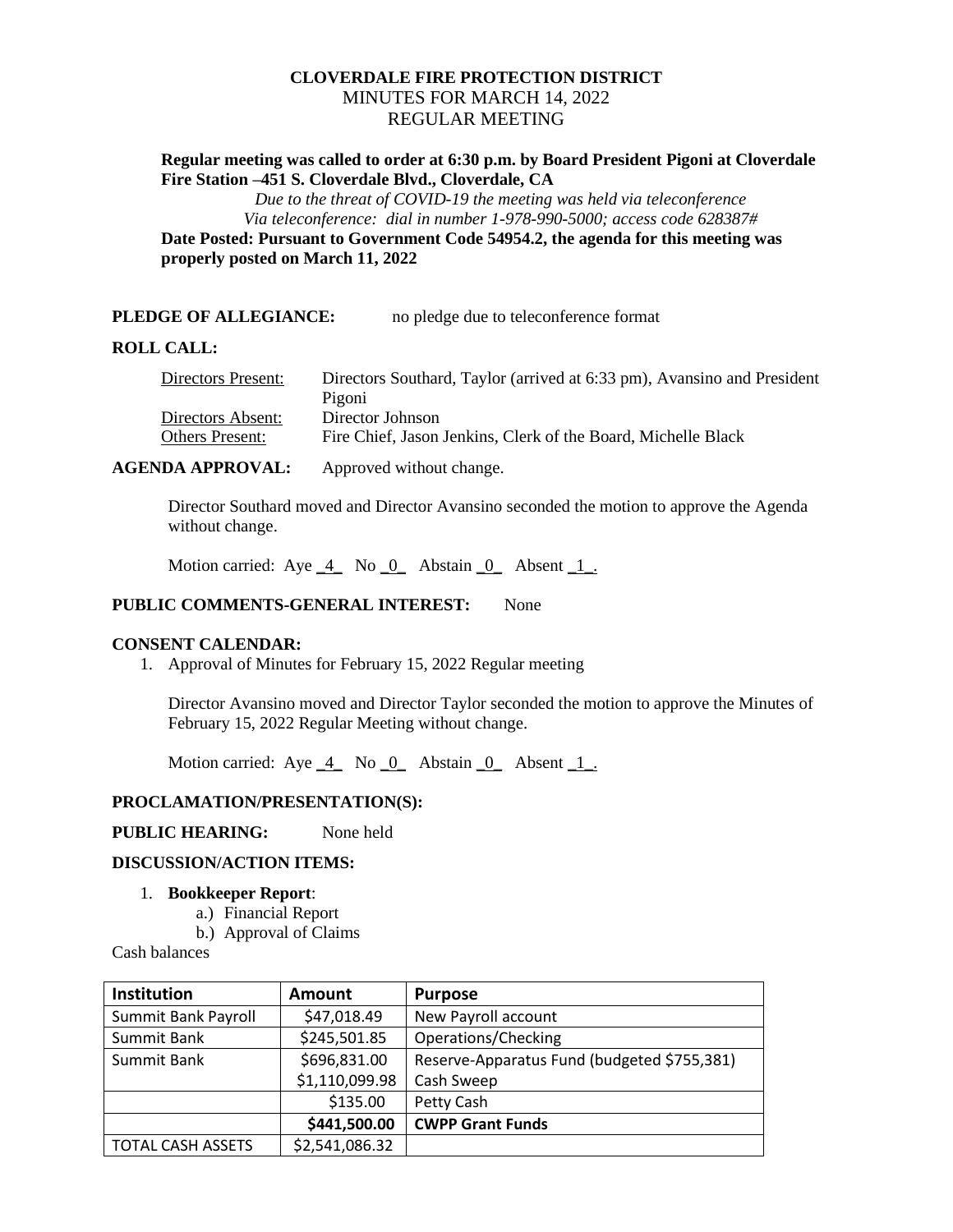**CLOVERDALE FIRE PROTECTION DISTRICT**
MINUTES FOR MARCH 14, 2022
REGULAR MEETING

**Regular meeting was called to order at 6:30 p.m. by Board President Pigoni at Cloverdale Fire Station –451 S. Cloverdale Blvd., Cloverdale, CA**

*Due to the threat of COVID-19 the meeting was held via teleconference*
*Via teleconference: dial in number 1-978-990-5000; access code 628387#*

**Date Posted: Pursuant to Government Code 54954.2, the agenda for this meeting was properly posted on March 11, 2022**

**PLEDGE OF ALLEGIANCE:** no pledge due to teleconference format

**ROLL CALL:**

Directors Present: Directors Southard, Taylor (arrived at 6:33 pm), Avansino and President Pigoni
Directors Absent: Director Johnson
Others Present: Fire Chief, Jason Jenkins, Clerk of the Board, Michelle Black

**AGENDA APPROVAL:** Approved without change.

Director Southard moved and Director Avansino seconded the motion to approve the Agenda without change.

Motion carried: Aye _4_ No _0_ Abstain _0_ Absent _1_.

**PUBLIC COMMENTS-GENERAL INTEREST:** None

**CONSENT CALENDAR:**

1. Approval of Minutes for February 15, 2022 Regular meeting

Director Avansino moved and Director Taylor seconded the motion to approve the Minutes of February 15, 2022 Regular Meeting without change.

Motion carried: Aye _4_ No _0_ Abstain _0_ Absent _1_.

**PROCLAMATION/PRESENTATION(S):**

**PUBLIC HEARING:** None held

**DISCUSSION/ACTION ITEMS:**

1. **Bookkeeper Report**:
   a.) Financial Report
   b.) Approval of Claims

Cash balances

| Institution | Amount | Purpose |
|---|---|---|
| Summit Bank Payroll | $47,018.49 | New Payroll account |
| Summit Bank | $245,501.85 | Operations/Checking |
| Summit Bank | $696,831.00 | Reserve-Apparatus Fund (budgeted $755,381) |
| | $1,110,099.98 | Cash Sweep |
| | $135.00 | Petty Cash |
| | **$441,500.00** | **CWPP Grant Funds** |
| TOTAL CASH ASSETS | $2,541,086.32 | |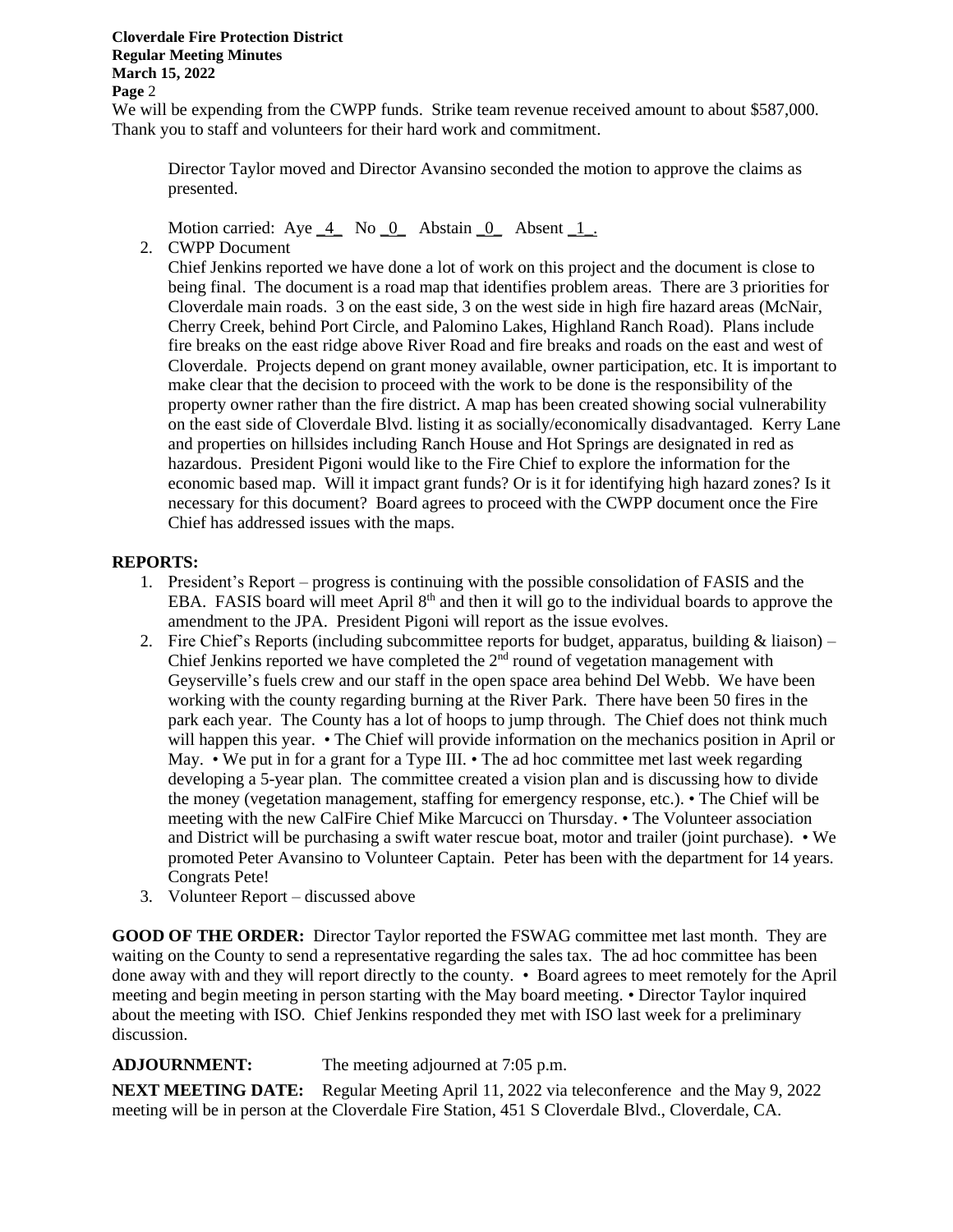We will be expending from the CWPP funds. Strike team revenue received amount to about $587,000. Thank you to staff and volunteers for their hard work and commitment.

Director Taylor moved and Director Avansino seconded the motion to approve the claims as presented.

Motion carried: Aye _4_ No _0_ Abstain _0_ Absent _1_.

2. CWPP Document
   Chief Jenkins reported we have done a lot of work on this project and the document is close to being final. The document is a road map that identifies problem areas. There are 3 priorities for Cloverdale main roads. 3 on the east side, 3 on the west side in high fire hazard areas (McNair, Cherry Creek, behind Port Circle, and Palomino Lakes, Highland Ranch Road). Plans include fire breaks on the east ridge above River Road and fire breaks and roads on the east and west of Cloverdale. Projects depend on grant money available, owner participation, etc. It is important to make clear that the decision to proceed with the work to be done is the responsibility of the property owner rather than the fire district. A map has been created showing social vulnerability on the east side of Cloverdale Blvd. listing it as socially/economically disadvantaged. Kerry Lane and properties on hillsides including Ranch House and Hot Springs are designated in red as hazardous. President Pigoni would like to the Fire Chief to explore the information for the economic based map. Will it impact grant funds? Or is it for identifying high hazard zones? Is it necessary for this document? Board agrees to proceed with the CWPP document once the Fire Chief has addressed issues with the maps.

**REPORTS:**

1. President's Report – progress is continuing with the possible consolidation of FASIS and the EBA. FASIS board will meet April 8th and then it will go to the individual boards to approve the amendment to the JPA. President Pigoni will report as the issue evolves.
2. Fire Chief's Reports (including subcommittee reports for budget, apparatus, building & liaison) – Chief Jenkins reported we have completed the 2nd round of vegetation management with Geyserville's fuels crew and our staff in the open space area behind Del Webb. We have been working with the county regarding burning at the River Park. There have been 50 fires in the park each year. The County has a lot of hoops to jump through. The Chief does not think much will happen this year. • The Chief will provide information on the mechanics position in April or May. • We put in for a grant for a Type III. • The ad hoc committee met last week regarding developing a 5-year plan. The committee created a vision plan and is discussing how to divide the money (vegetation management, staffing for emergency response, etc.). • The Chief will be meeting with the new CalFire Chief Mike Marcucci on Thursday. • The Volunteer association and District will be purchasing a swift water rescue boat, motor and trailer (joint purchase). • We promoted Peter Avansino to Volunteer Captain. Peter has been with the department for 14 years. Congrats Pete!
3. Volunteer Report – discussed above

**GOOD OF THE ORDER:** Director Taylor reported the FSWAG committee met last month. They are waiting on the County to send a representative regarding the sales tax. The ad hoc committee has been done away with and they will report directly to the county. • Board agrees to meet remotely for the April meeting and begin meeting in person starting with the May board meeting. • Director Taylor inquired about the meeting with ISO. Chief Jenkins responded they met with ISO last week for a preliminary discussion.

**ADJOURNMENT:** The meeting adjourned at 7:05 p.m.

**NEXT MEETING DATE:** Regular Meeting April 11, 2022 via teleconference and the May 9, 2022 meeting will be in person at the Cloverdale Fire Station, 451 S Cloverdale Blvd., Cloverdale, CA.